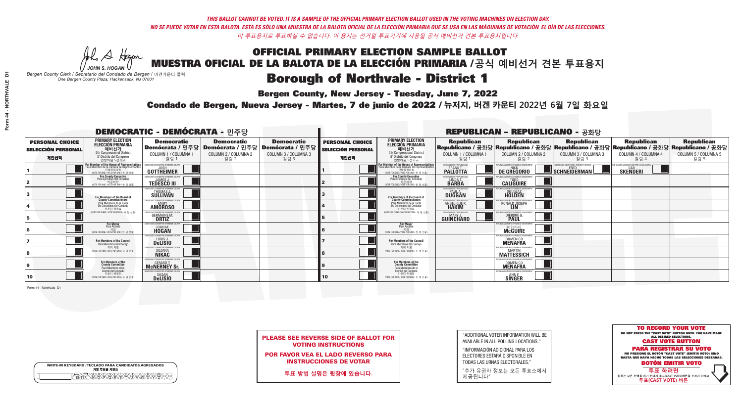*THIS BALLOT CANNOT BE VOTED. IT IS A SAMPLE OF THE OFFICIAL PRIMARY ELECTION BALLOT USED IN THE VOTING MACHINES ON ELECTION DAY.*
*NO SE PUEDE VOTAR EN ESTA BALOTA. ESTA ES SÓLO UNA MUESTRA DE LA BALOTA OFICIAL DE LA ELECCIÓN PRIMARIA QUE SE USA EN LAS MÁQUINAS DE VOTACIÓN EL DÍA DE LAS ELECCIONES.*
*이 투표용지로 투표하실 수 없습니다. 이 용지는 선거일 투표기기에 사용될 공식 예비선거 견본 투표용지입니다.*

JOHN S. HOGAN
*Bergen County Clerk / Secretario del Condado de Bergen / 버겐카운티 클럭*
*One Bergen County Plaza, Hackensack, NJ 07601*

# OFFICIAL PRIMARY ELECTION SAMPLE BALLOT
# MUESTRA OFICIAL DE LA BALOTA DE LA ELECCIÓN PRIMARIA /공식 예비선거 견본 투표용지

# Borough of Northvale - District 1

**Bergen County, New Jersey - Tuesday, June 7, 2022**

**Condado de Bergen, Nueva Jersey - Martes, 7 de junio de 2022 / 뉴저지, 버겐 카운티 2022년 6월 7일 화요일**

## DEMOCRATIC - DEMÓCRATA - 민주당

| PERSONAL CHOICE / SELECCIÓN PERSONAL / 개인선택 | PRIMARY ELECTION / ELECCIÓN PRIMARIA / 예비선거 (5th Congressional District / 5° Distrito del Congreso / 연방하원 5선거구) | Democratic / Demócrata / 민주당 COLUMN 1 / COLUMNA 1 / 칼럼 1 | Democratic / Demócrata / 민주당 COLUMN 2 / COLUMNA 2 / 칼럼 2 | Democratic / Demócrata / 민주당 COLUMN 3 / COLUMNA 3 / 칼럼 3 |
|---|---|---|---|---|
| 1 | For Member of the House of Representatives / Para Miembro de la Cámara de Representantes / 연방하원의원 (VOTE FOR ONE / VOTE POR UNO / 한 명 선출) | JOSH GOTTHEIMER | | |
| 2 | For County Executive / Para Ejecutivo del Condado / 카운티장 (VOTE FOR ONE / VOTE POR UNO / 한 명 선출) | JAMES J. TEDESCO III | | |
| 3 | For Members of the Board of County Commissioners / Para Miembros de la Junta De Concejales del Condado / 카운티 위원들 (VOTE FOR THREE / VOTE POR TRES / 세 명 선출) | THOMAS J. SULLIVAN | | |
| 4 | | MARY AMOROSO | | |
| 5 | | GERMAINE M. ORTIZ | | |
| 6 | For Mayor / Para Alcalde / 시장 (VOTE FOR ONE / VOTE POR UNO / 한 명 선출) | JOHN M. HOGAN | | |
| 7 | For Members of the Council / Para Miembros del Concejo / 의회 의원 (VOTE FOR TWO / VOTE POR DOS / 두 명 선출) | LOUIS J. DeLISIO | | |
| 8 | | SUZANA NIKAC | | |
| 9 | For Members of the County Committee / Para Miembros de la Comité del Condado / 카운티 위원회 (VOTE FOR TWO / VOTE POR DOS / 두 명 선출) | GERARD T. McNERNEY Sr. | | |
| 10 | | SUSAN DeLISIO | | |

## REPUBLICAN - REPUBLICANO - 공화당

| PERSONAL CHOICE / SELECCIÓN PERSONAL / 개인선택 | PRIMARY ELECTION / ELECCIÓN PRIMARIA / 예비선거 (5th Congressional District / 5° Distrito del Congreso / 연방하원 5선거구) | Republican / Republicano / 공화당 COLUMN 1 / COLUMNA 1 / 칼럼 1 | Republican / Republicano / 공화당 COLUMN 2 / COLUMNA 2 / 칼럼 2 | Republican / Republicano / 공화당 COLUMN 3 / COLUMNA 3 / 칼럼 3 | Republican / Republicano / 공화당 COLUMN 4 / COLUMNA 4 / 칼럼 4 | Republican / Republicano / 공화당 COLUMN 5 / COLUMNA 5 / 칼럼 5 |
|---|---|---|---|---|---|---|
| 1 | For Member of the House of Representatives / Para Miembro de la Cámara de Representantes / 연방하원의원 (VOTE FOR ONE / VOTE POR UNO / 한 명 선출) | FRANK T. PALLOTTA | NICK DE GREGORIO | FRED SCHNEIDERMAN | SAB SKENDERI | |
| 2 | For County Executive / Para Ejecutivo del Condado / 카운티장 (VOTE FOR ONE / VOTE POR UNO / 한 명 선출) | LINDA T. BARBA | TODD CALIGUIRE | | | |
| 3 | For Members of the Board of County Commissioners / Para Miembros de la Junta De Concejales del Condado / 카운티 위원들 (VOTE FOR THREE / VOTE POR TRES / 세 명 선출) | PAUL A. DUGGAN | DOUGLAS HOLDEN | | | |
| 4 | | ANGELIQUE R. HAKIM | RONALD JOSEPH LIN | | | |
| 5 | | MARY J. GUINCHARD | DIERDRE G. PAUL | | | |
| 6 | For Mayor / Para Alcalde / 시장 (VOTE FOR ONE / VOTE POR UNO / 한 명 선출) | | JOSEPH E. McGUIRE | | | |
| 7 | For Members of the Council / Para Miembros del Concejo / 의회 의원 (VOTE FOR TWO / VOTE POR DOS / 두 명 선출) | | DOMENICO MENAFRA | | | |
| 8 | | | MARTIN MATTESSICH | | | |
| 9 | For Members of the County Committee / Para Miembros de la Comité del Condado / 카운티 위원회 (VOTE FOR TWO / VOTE POR DOS / 두 명 선출) | | DOMENICO MENAFRA | | | |
| 10 | | | ANN F. SINGER | | | |

Form 44 - Northvale D1

**PLEASE SEE REVERSE SIDE OF BALLOT FOR VOTING INSTRUCTIONS**

**POR FAVOR VEA EL LADO REVERSO PARA INSTRUCCIONES DE VOTAR**

**투표 방법 설명은 뒷장에 있습니다.**

"ADDITIONAL VOTER INFORMATION WILL BE AVAILABLE IN ALL POLLING LOCATIONS."

"INFORMACIÓN ADICIONAL PARA LOS ELECTORES ESTARÁ DISPONIBLE EN TODAS LAS URNAS ELECTORALES."

"추가 유권자 정보는 모든 투표소에서 제공됩니다"

WRITE-IN KEYBOARD /TECLADO PARA CANDIDATOS AGREGADOS / 기명 투표용 키보드

**TO RECORD YOUR VOTE**
DO NOT PRESS THE "CAST VOTE" BUTTON UNTIL YOU HAVE MADE ALL DESIRED SELECTIONS.
**CAST VOTE BUTTON**

**PARA REGISTRAR SU VOTO**
NO PRESIONE EL BOTÓN "CAST VOTE" (EMITIR VOTO) SINO HASTA QUE HAYA HECHO TODAS LAS SELECCIONES DESEADAS.
**BOTÓN EMITIR VOTO**

**투표 하려면**
원하는 모든 선택을 하기 전까지 투표(CAST VOTE)버튼을 누르지 마세요.
**투표(CAST VOTE) 버튼**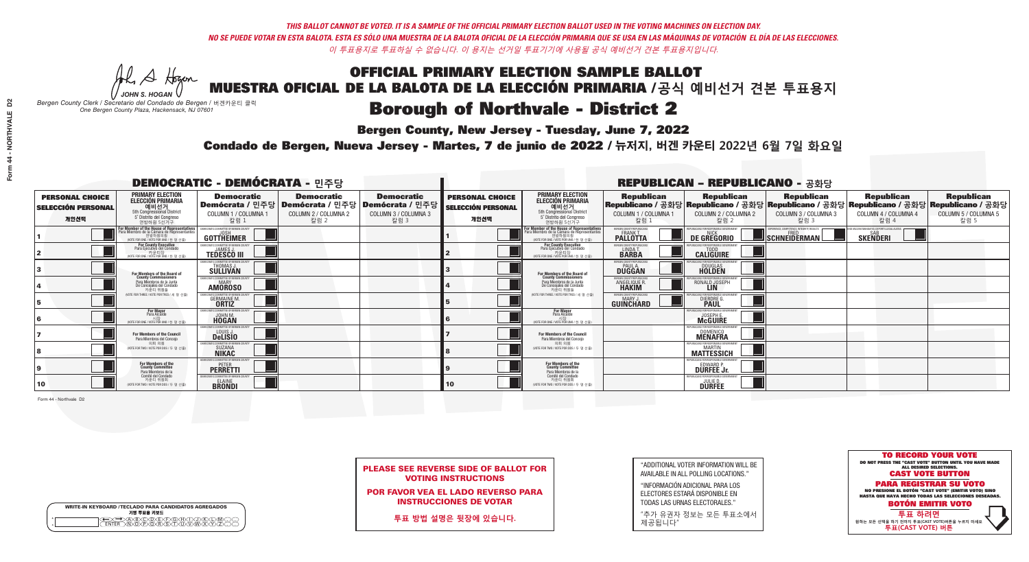*THIS BALLOT CANNOT BE VOTED. IT IS A SAMPLE OF THE OFFICIAL PRIMARY ELECTION BALLOT USED IN THE VOTING MACHINES ON ELECTION DAY.*
*NO SE PUEDE VOTAR EN ESTA BALOTA. ESTA ES SÓLO UNA MUESTRA DE LA BALOTA OFICIAL DE LA ELECCIÓN PRIMARIA QUE SE USA EN LAS MÁQUINAS DE VOTACIÓN EL DÍA DE LAS ELECCIONES.*
*이 투표용지로 투표하실 수 없습니다. 이 용지는 선거일 투표기기에 사용될 공식 예비선거 견본 투표용지입니다.*

JOHN S. HOGAN
*Bergen County Clerk / Secretario del Condado de Bergen / 버겐카운티 클럭*
*One Bergen County Plaza, Hackensack, NJ 07601*

# OFFICIAL PRIMARY ELECTION SAMPLE BALLOT
# MUESTRA OFICIAL DE LA BALOTA DE LA ELECCIÓN PRIMARIA /공식 예비선거 견본 투표용지
# Borough of Northvale - District 2

**Bergen County, New Jersey - Tuesday, June 7, 2022**
**Condado de Bergen, Nueva Jersey - Martes, 7 de junio de 2022 / 뉴저지, 버겐 카운티 2022년 6월 7일 화요일**

## DEMOCRATIC - DEMÓCRATA - 민주당

| PERSONAL CHOICE / SELECCIÓN PERSONAL / 개인선택 | PRIMARY ELECTION / ELECCIÓN PRIMARIA / 예비선거 (5th Congressional District / 5° Distrito del Congreso / 연방하원 5선거구) | Democratic / Demócrata / 민주당 COLUMN 1 / COLUMNA 1 / 칼럼 1 | Democratic / Demócrata / 민주당 COLUMN 2 / COLUMNA 2 / 칼럼 2 | Democratic / Demócrata / 민주당 COLUMN 3 / COLUMNA 3 / 칼럼 3 |
|---|---|---|---|---|
| 1 | For Member of the House of Representatives / Para Miembro de la Cámara de Representantes / 연방하원의원 (VOTE FOR ONE / VOTE POR UNO / 한 명 선출) | JOSH GOTTHEIMER | | |
| 2 | For County Executive / Para Ejecutivo del Condado / 카운티장 (VOTE FOR ONE / VOTE POR UNO / 한 명 선출) | JAMES J. TEDESCO III | | |
| 3 | For Members of the Board of County Commissioners / Para Miembros de la Junta De Concejales del Condado / 카운티 위원들 (VOTE FOR THREE / VOTE POR TRES / 세 명 선출) | THOMAS J. SULLIVAN | | |
| 4 | | MARY AMOROSO | | |
| 5 | | GERMAINE M. ORTIZ | | |
| 6 | For Mayor / Para Alcalde / 시장 (VOTE FOR ONE / VOTE POR UNO / 한 명 선출) | JOHN M. HOGAN | | |
| 7 | For Members of the Council / Para Miembros del Concejo / 의회 의원 (VOTE FOR TWO / VOTE POR DOS / 두 명 선출) | LOUIS J. DeLISIO | | |
| 8 | | SUZANA NIKAC | | |
| 9 | For Members of the County Committee / Para Miembros de la Comité del Condado / 카운티 위원회 (VOTE FOR TWO / VOTE POR DOS / 두 명 선출) | PETER PERRETTI | | |
| 10 | | ELAINE BRONDI | | |

## REPUBLICAN - REPUBLICANO - 공화당

| PERSONAL CHOICE / SELECCIÓN PERSONAL / 개인선택 | PRIMARY ELECTION / ELECCIÓN PRIMARIA / 예비선거 (5th Congressional District / 5° Distrito del Congreso / 연방하원 5선거구) | Republican / Republicano / 공화당 COLUMN 1 / COLUMNA 1 / 칼럼 1 | Republican / Republicano / 공화당 COLUMN 2 / COLUMNA 2 / 칼럼 2 | Republican / Republicano / 공화당 COLUMN 3 / COLUMNA 3 / 칼럼 3 | Republican / Republicano / 공화당 COLUMN 4 / COLUMNA 4 / 칼럼 4 | Republican / Republicano / 공화당 COLUMN 5 / COLUMNA 5 / 칼럼 5 |
|---|---|---|---|---|---|---|
| 1 | For Member of the House of Representatives / Para Miembro de la Cámara de Representantes / 연방하원의원 (VOTE FOR ONE / VOTE POR UNO / 한 명 선출) | FRANK T. PALLOTTA | NICK DE GREGORIO | FRED SCHNEIDERMAN | SAB SKENDERI | |
| 2 | For County Executive / Para Ejecutivo del Condado / 카운티장 (VOTE FOR ONE / VOTE POR UNO / 한 명 선출) | LINDA T. BARBA | TODD CALIGUIRE | | | |
| 3 | For Members of the Board of County Commissioners / Para Miembros de la Junta De Concejales del Condado / 카운티 위원들 (VOTE FOR THREE / VOTE POR TRES / 세 명 선출) | PAUL A. DUGGAN | DOUGLAS HOLDEN | | | |
| 4 | | ANGELIQUE R. HAKIM | RONALD JOSEPH LIN | | | |
| 5 | | MARY J. GUINCHARD | DIERDRE G. PAUL | | | |
| 6 | For Mayor / Para Alcalde / 시장 (VOTE FOR ONE / VOTE POR UNO / 한 명 선출) | | JOSEPH E. McGUIRE | | | |
| 7 | For Members of the Council / Para Miembros del Concejo / 의회 의원 (VOTE FOR TWO / VOTE POR DOS / 두 명 선출) | | DOMENICO MENAFRA | | | |
| 8 | | | MARTIN MATTESSICH | | | |
| 9 | For Members of the County Committee / Para Miembros de la Comité del Condado / 카운티 위원회 (VOTE FOR TWO / VOTE POR DOS / 두 명 선출) | | EDWARD P. DURFEE Jr. | | | |
| 10 | | | JULIE D. DURFEE | | | |

Form 44 - Northvale D2

**PLEASE SEE REVERSE SIDE OF BALLOT FOR VOTING INSTRUCTIONS**

**POR FAVOR VEA EL LADO REVERSO PARA INSTRUCCIONES DE VOTAR**

**투표 방법 설명은 뒷장에 있습니다.**

"ADDITIONAL VOTER INFORMATION WILL BE AVAILABLE IN ALL POLLING LOCATIONS."

"INFORMACIÓN ADICIONAL PARA LOS ELECTORES ESTARÁ DISPONIBLE EN TODAS LAS URNAS ELECTORALES."

"추가 유권자 정보는 모든 투표소에서 제공됩니다"

WRITE-IN KEYBOARD /TECLADO PARA CANDIDATOS AGREGADOS
기명 투표용 키보드

**TO RECORD YOUR VOTE**
DO NOT PRESS THE "CAST VOTE" BUTTON UNTIL YOU HAVE MADE ALL DESIRED SELECTIONS.
**CAST VOTE BUTTON**

**PARA REGISTRAR SU VOTO**
NO PRESIONE EL BOTÓN "CAST VOTE" (EMITIR VOTO) SINO HASTA QUE HAYA HECHO TODAS LAS SELECCIONES DESEADAS.
**BOTÓN EMITIR VOTO**

**투표 하려면**
원하는 모든 선택을 하기 전까지 투표(CAST VOTE)버튼을 누르지 마세요
**투표(CAST VOTE) 버튼**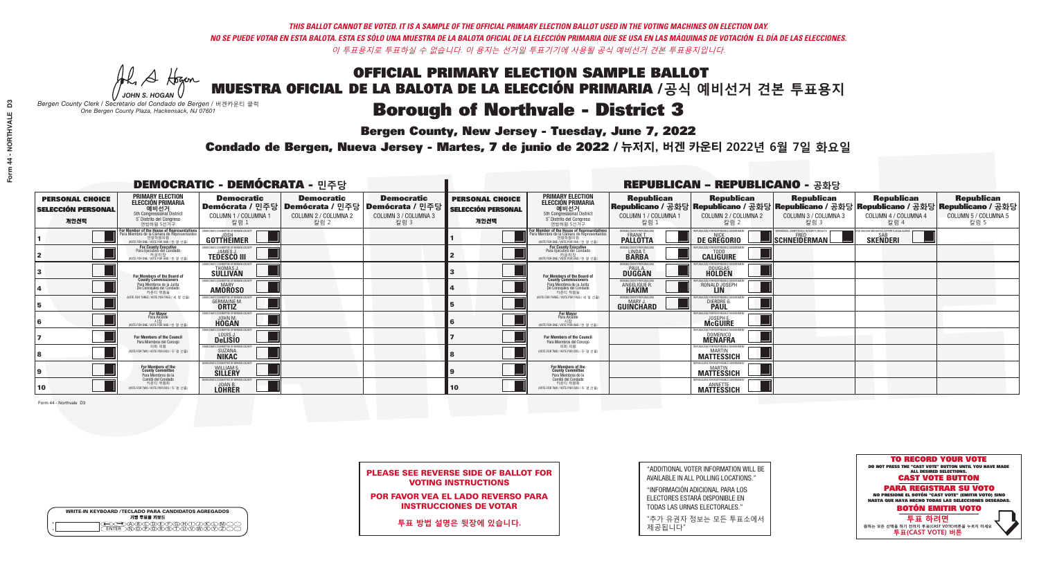THIS BALLOT CANNOT BE VOTED. IT IS A SAMPLE OF THE OFFICIAL PRIMARY ELECTION BALLOT USED IN THE VOTING MACHINES ON ELECTION DAY.
NO SE PUEDE VOTAR EN ESTA BALOTA. ESTA ES SÓLO UNA MUESTRA DE LA BALOTA OFICIAL DE LA ELECCIÓN PRIMARIA QUE SE USA EN LAS MÁQUINAS DE VOTACIÓN EL DÍA DE LAS ELECCIONES.
이 투표용지로 투표하실 수 없습니다. 이 용지는 선거일 투표기기에 사용될 공식 예비선거 견본 투표용지입니다.

JOHN S. HOGAN
*Bergen County Clerk / Secretario del Condado de Bergen / 버겐카운티 클럭*
*One Bergen County Plaza, Hackensack, NJ 07601*

# OFFICIAL PRIMARY ELECTION SAMPLE BALLOT
# MUESTRA OFICIAL DE LA BALOTA DE LA ELECCIÓN PRIMARIA /공식 예비선거 견본 투표용지
# Borough of Northvale - District 3

**Bergen County, New Jersey - Tuesday, June 7, 2022**

**Condado de Bergen, Nueva Jersey - Martes, 7 de junio de 2022 / 뉴저지, 버겐 카운티 2022년 6월 7일 화요일**

## DEMOCRATIC - DEMÓCRATA - 민주당

| PERSONAL CHOICE / SELECCIÓN PERSONAL / 개인선택 | PRIMARY ELECTION / ELECCIÓN PRIMARIA / 예비선거 | Democratic / Demócrata / 민주당 COLUMN 1 / COLUMNA 1 / 칼럼 1 | Democratic / Demócrata / 민주당 COLUMN 2 / COLUMNA 2 / 칼럼 2 | Democratic / Demócrata / 민주당 COLUMN 3 / COLUMNA 3 / 칼럼 3 |
|---|---|---|---|---|
| 1 | For Member of the House of Representatives / Para Miembro de la Cámara de Representantes / 연방하원의원 (5th Congressional District) (VOTE FOR ONE / VOTE POR UNO / 한 명 선출) | JOSH GOTTHEIMER | | |
| 2 | For County Executive / Para Ejecutivo del Condado / 카운티장 (VOTE FOR ONE / VOTE POR UNO / 한 명 선출) | JAMES J. TEDESCO III | | |
| 3 | For Members of the Board of County Commissioners / Para Miembros de la Junta De Concejales del Condado / 카운티 위원들 (VOTE FOR THREE / VOTE POR TRES / 세 명 선출) | THOMAS J. SULLIVAN | | |
| 4 | | MARY AMOROSO | | |
| 5 | | GERMAINE M. ORTIZ | | |
| 6 | For Mayor / Para Alcalde / 시장 (VOTE FOR ONE / VOTE POR UNO / 한 명 선출) | JOHN M. HOGAN | | |
| 7 | For Members of the Council / Para Miembros del Concejo / 의회 의원 (VOTE FOR TWO / VOTE POR DOS / 두 명 선출) | LOUIS J. DeLISIO | | |
| 8 | | SUZANA NIKAC | | |
| 9 | For Members of the County Committee / Para Miembros de la Comité del Condado / 카운티 위원회 (VOTE FOR TWO / VOTE POR DOS / 두 명 선출) | WILLIAM S. SILLERY | | |
| 10 | | JOAN B. LOHRER | | |

## REPUBLICAN - REPUBLICANO - 공화당

| PERSONAL CHOICE / SELECCIÓN PERSONAL / 개인선택 | PRIMARY ELECTION / ELECCIÓN PRIMARIA / 예비선거 | Republican / Republicano / 공화당 COLUMN 1 / COLUMNA 1 / 칼럼 1 | Republican / Republicano / 공화당 COLUMN 2 / COLUMNA 2 / 칼럼 2 | Republican / Republicano / 공화당 COLUMN 3 / COLUMNA 3 / 칼럼 3 | Republican / Republicano / 공화당 COLUMN 4 / COLUMNA 4 / 칼럼 4 | Republican / Republicano / 공화당 COLUMN 5 / COLUMNA 5 / 칼럼 5 |
|---|---|---|---|---|---|---|
| 1 | For Member of the House of Representatives / Para Miembro de la Cámara de Representantes / 연방하원의원 (5th Congressional District) (VOTE FOR ONE / VOTE POR UNO / 한 명 선출) | FRANK T. PALLOTTA | NICK DE GREGORIO | FRED SCHNEIDERMAN | SAB SKENDERI | |
| 2 | For County Executive / Para Ejecutivo del Condado / 카운티장 (VOTE FOR ONE / VOTE POR UNO / 한 명 선출) | LINDA T. BARBA | TODD CALIGUIRE | | | |
| 3 | For Members of the Board of County Commissioners / Para Miembros de la Junta De Concejales del Condado / 카운티 위원들 (VOTE FOR THREE / VOTE POR TRES / 세 명 선출) | PAUL A. DUGGAN | DOUGLAS HOLDEN | | | |
| 4 | | ANGELIQUE R. HAKIM | RONALD JOSEPH LIN | | | |
| 5 | | MARY J. GUINCHARD | DIERDRE G. PAUL | | | |
| 6 | For Mayor / Para Alcalde / 시장 (VOTE FOR ONE / VOTE POR UNO / 한 명 선출) | | JOSEPH E. McGUIRE | | | |
| 7 | For Members of the Council / Para Miembros del Concejo / 의회 의원 (VOTE FOR TWO / VOTE POR DOS / 두 명 선출) | | DOMENICO MENAFRA | | | |
| 8 | | | MARTIN MATTESSICH | | | |
| 9 | For Members of the County Committee / Para Miembros de la Comité del Condado / 카운티 위원회 (VOTE FOR TWO / VOTE POR DOS / 두 명 선출) | | MARTIN MATTESSICH | | | |
| 10 | | | ANNETTE MATTESSICH | | | |

Form 44 - Northvale D3

**PLEASE SEE REVERSE SIDE OF BALLOT FOR VOTING INSTRUCTIONS**

**POR FAVOR VEA EL LADO REVERSO PARA INSTRUCCIONES DE VOTAR**

**투표 방법 설명은 뒷장에 있습니다.**

"ADDITIONAL VOTER INFORMATION WILL BE AVAILABLE IN ALL POLLING LOCATIONS."

"INFORMACIÓN ADICIONAL PARA LOS ELECTORES ESTARÁ DISPONIBLE EN TODAS LAS URNAS ELECTORALES."

"추가 유권자 정보는 모든 투표소에서 제공됩니다"

WRITE-IN KEYBOARD /TECLADO PARA CANDIDATOS AGREGADOS
기명 투표용 키보드

**TO RECORD YOUR VOTE**
DO NOT PRESS THE "CAST VOTE" BUTTON UNTIL YOU HAVE MADE ALL DESIRED SELECTIONS.
**CAST VOTE BUTTON**
**PARA REGISTRAR SU VOTO**
NO PRESIONE EL BOTÓN "CAST VOTE" (EMITIR VOTO) SINO HASTA QUE HAYA HECHO TODAS LAS SELECCIONES DESEADAS.
**BOTÓN EMITIR VOTO**
**투표 하려면**
원하는 모든 선택을 하기 전까지 투표(CAST VOTE)버튼을 누르지 마세요
**투표(CAST VOTE) 버튼**